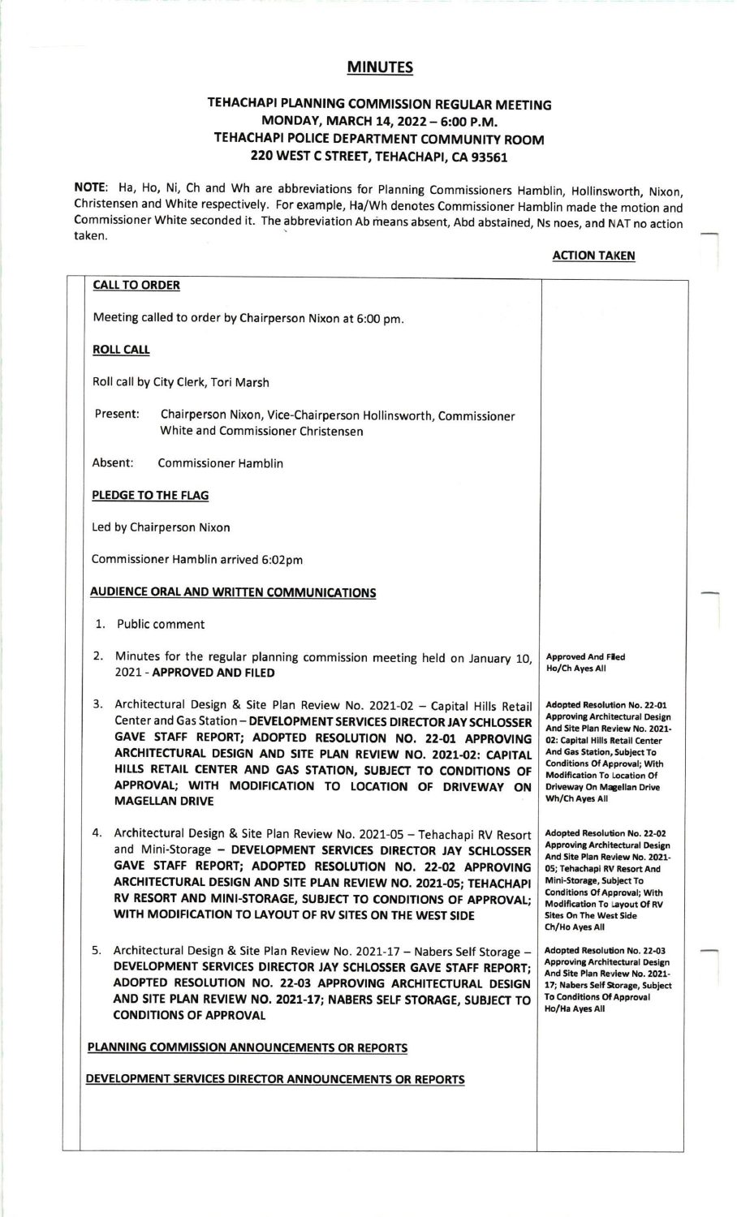# MINUTES

## TEHACHAPI PLANNING COMMISSION REGULAR MEETING
## MONDAY, MARCH 14, 2022 – 6:00 P.M.
## TEHACHAPI POLICE DEPARTMENT COMMUNITY ROOM
## 220 WEST C STREET, TEHACHAPI, CA 93561

**NOTE**: Ha, Ho, Ni, Ch and Wh are abbreviations for Planning Commissioners Hamblin, Hollinsworth, Nixon, Christensen and White respectively. For example, Ha/Wh denotes Commissioner Hamblin made the motion and Commissioner White seconded it. The abbreviation Ab means absent, Abd abstained, Ns noes, and NAT no action taken.

| | **ACTION TAKEN** |
|---|---|
| **CALL TO ORDER**<br><br>Meeting called to order by Chairperson Nixon at 6:00 pm. | |
| **ROLL CALL**<br><br>Roll call by City Clerk, Tori Marsh<br><br>Present: Chairperson Nixon, Vice-Chairperson Hollinsworth, Commissioner White and Commissioner Christensen<br><br>Absent: Commissioner Hamblin | |
| **PLEDGE TO THE FLAG**<br><br>Led by Chairperson Nixon<br><br>Commissioner Hamblin arrived 6:02pm | |
| **AUDIENCE ORAL AND WRITTEN COMMUNICATIONS**<br><br>1. Public comment | |
| 2. Minutes for the regular planning commission meeting held on January 10, 2021 - **APPROVED AND FILED** | Approved And Filed<br>Ho/Ch Ayes All |
| 3. Architectural Design & Site Plan Review No. 2021-02 – Capital Hills Retail Center and Gas Station – **DEVELOPMENT SERVICES DIRECTOR JAY SCHLOSSER GAVE STAFF REPORT; ADOPTED RESOLUTION NO. 22-01 APPROVING ARCHITECTURAL DESIGN AND SITE PLAN REVIEW NO. 2021-02: CAPITAL HILLS RETAIL CENTER AND GAS STATION, SUBJECT TO CONDITIONS OF APPROVAL; WITH MODIFICATION TO LOCATION OF DRIVEWAY ON MAGELLAN DRIVE** | Adopted Resolution No. 22-01 Approving Architectural Design And Site Plan Review No. 2021-02: Capital Hills Retail Center And Gas Station, Subject To Conditions Of Approval; With Modification To Location Of Driveway On Magellan Drive<br>Wh/Ch Ayes All |
| 4. Architectural Design & Site Plan Review No. 2021-05 – Tehachapi RV Resort and Mini-Storage – **DEVELOPMENT SERVICES DIRECTOR JAY SCHLOSSER GAVE STAFF REPORT; ADOPTED RESOLUTION NO. 22-02 APPROVING ARCHITECTURAL DESIGN AND SITE PLAN REVIEW NO. 2021-05; TEHACHAPI RV RESORT AND MINI-STORAGE, SUBJECT TO CONDITIONS OF APPROVAL; WITH MODIFICATION TO LAYOUT OF RV SITES ON THE WEST SIDE** | Adopted Resolution No. 22-02 Approving Architectural Design And Site Plan Review No. 2021-05; Tehachapi RV Resort And Mini-Storage, Subject To Conditions Of Approval; With Modification To Layout Of RV Sites On The West Side<br>Ch/Ho Ayes All |
| 5. Architectural Design & Site Plan Review No. 2021-17 – Nabers Self Storage – **DEVELOPMENT SERVICES DIRECTOR JAY SCHLOSSER GAVE STAFF REPORT; ADOPTED RESOLUTION NO. 22-03 APPROVING ARCHITECTURAL DESIGN AND SITE PLAN REVIEW NO. 2021-17; NABERS SELF STORAGE, SUBJECT TO CONDITIONS OF APPROVAL** | Adopted Resolution No. 22-03 Approving Architectural Design And Site Plan Review No. 2021-17; Nabers Self Storage, Subject To Conditions Of Approval<br>Ho/Ha Ayes All |
| **PLANNING COMMISSION ANNOUNCEMENTS OR REPORTS** | |
| **DEVELOPMENT SERVICES DIRECTOR ANNOUNCEMENTS OR REPORTS** | |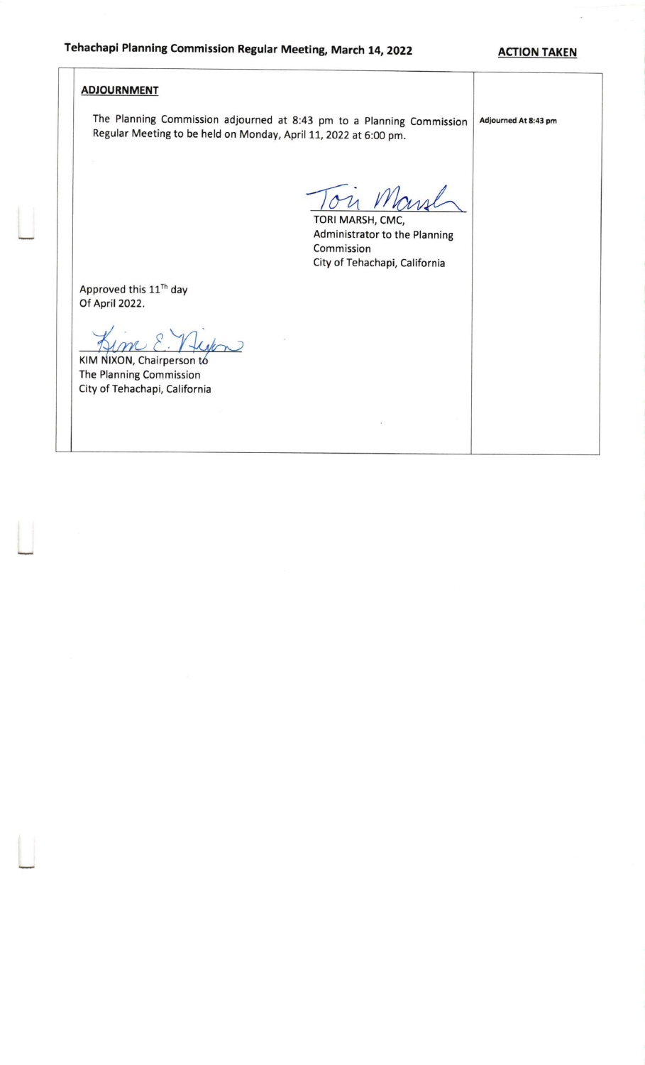**ADJOURNMENT**

| | ACTION TAKEN |
| --- | --- |
| The Planning Commission adjourned at 8:43 pm to a Planning Commission Regular Meeting to be held on Monday, April 11, 2022 at 6:00 pm. | Adjourned At 8:43 pm |

TORI MARSH, CMC,
Administrator to the Planning Commission
City of Tehachapi, California

Approved this 11[th] day
Of April 2022.

KIM NIXON, Chairperson to
The Planning Commission
City of Tehachapi, California